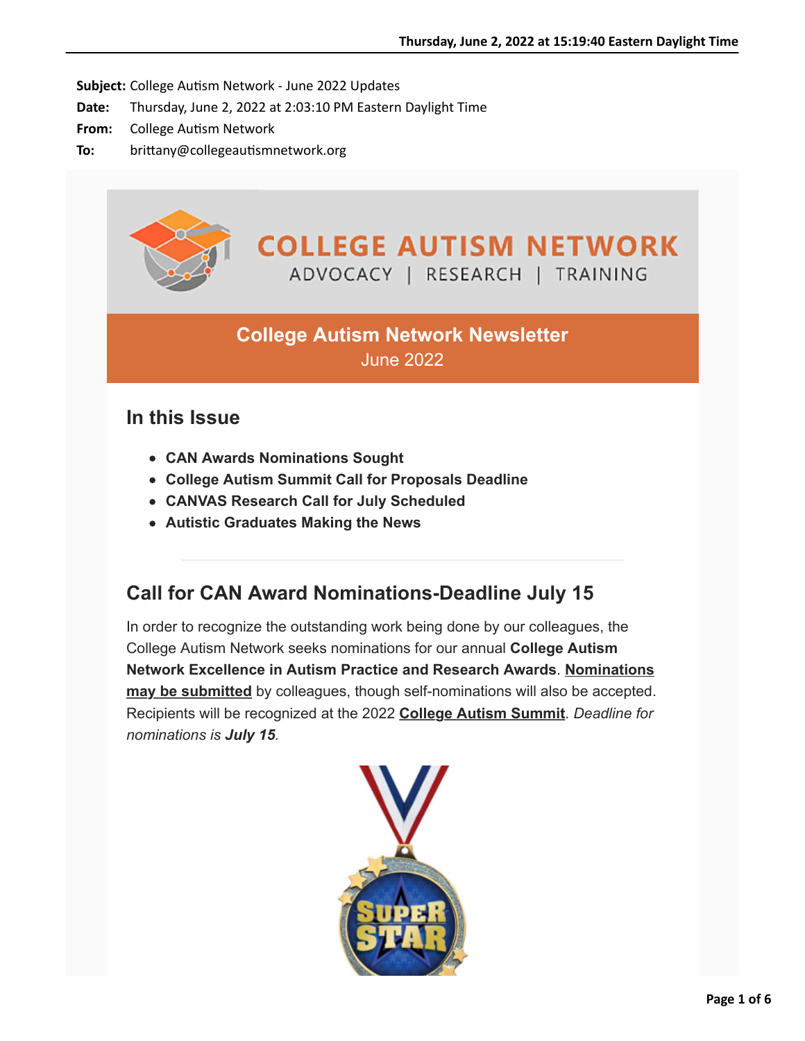**Subject:** College Autism Network - June 2022 Updates
**Date:** Thursday, June 2, 2022 at 2:03:10 PM Eastern Daylight Time
**From:** College Autism Network
**To:** brittany@collegeautismnetwork.org

COLLEGE AUTISM NETWORK
ADVOCACY | RESEARCH | TRAINING

# College Autism Network Newsletter
June 2022

## In this Issue

- **CAN Awards Nominations Sought**
- **College Autism Summit Call for Proposals Deadline**
- **CANVAS Research Call for July Scheduled**
- **Autistic Graduates Making the News**

---

## Call for CAN Award Nominations-Deadline July 15

In order to recognize the outstanding work being done by our colleagues, the College Autism Network seeks nominations for our annual **College Autism Network Excellence in Autism Practice and Research Awards**. **Nominations may be submitted** by colleagues, though self-nominations will also be accepted. Recipients will be recognized at the 2022 **College Autism Summit**. *Deadline for nominations is **July 15**.*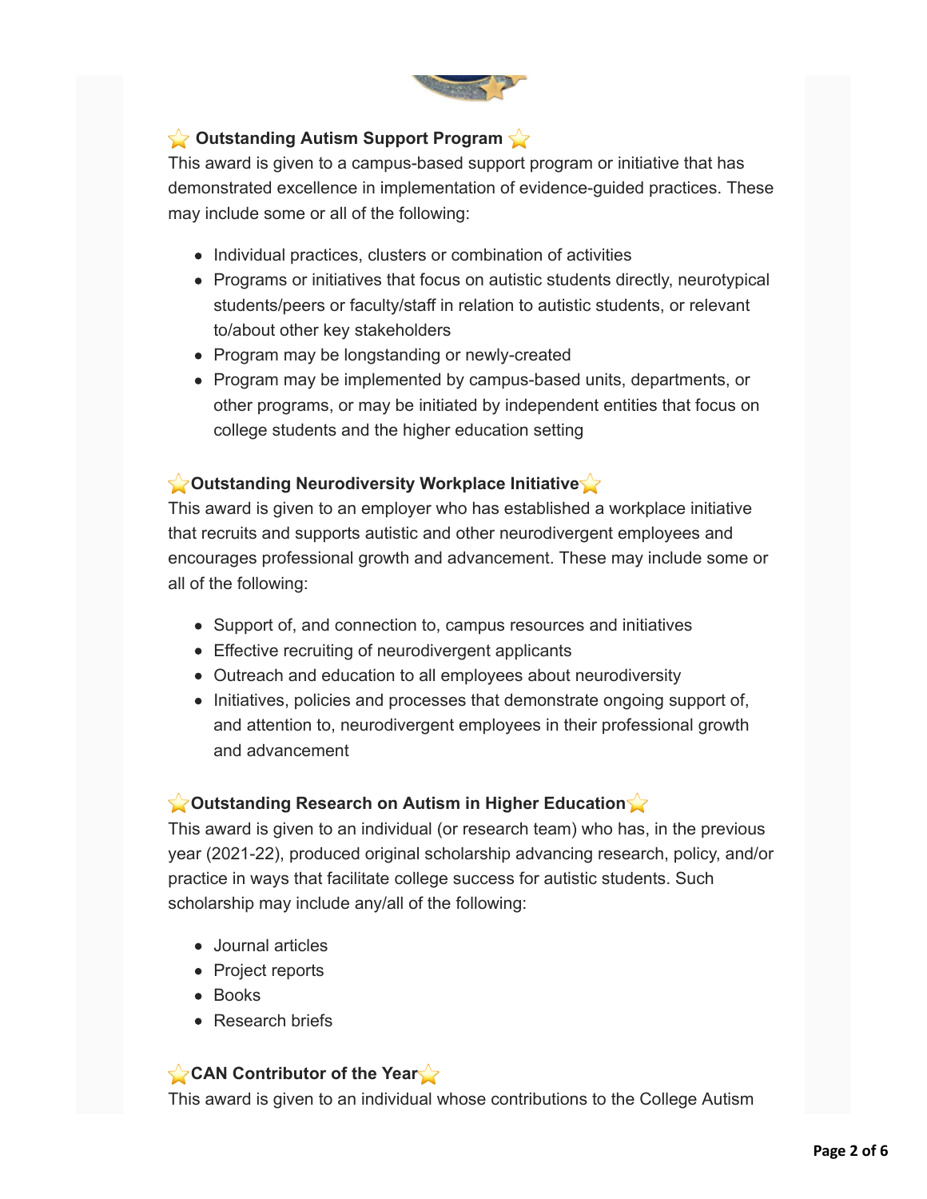### ⭐ Outstanding Autism Support Program ⭐

This award is given to a campus-based support program or initiative that has demonstrated excellence in implementation of evidence-guided practices. These may include some or all of the following:

- Individual practices, clusters or combination of activities
- Programs or initiatives that focus on autistic students directly, neurotypical students/peers or faculty/staff in relation to autistic students, or relevant to/about other key stakeholders
- Program may be longstanding or newly-created
- Program may be implemented by campus-based units, departments, or other programs, or may be initiated by independent entities that focus on college students and the higher education setting

### ⭐Outstanding Neurodiversity Workplace Initiative⭐

This award is given to an employer who has established a workplace initiative that recruits and supports autistic and other neurodivergent employees and encourages professional growth and advancement. These may include some or all of the following:

- Support of, and connection to, campus resources and initiatives
- Effective recruiting of neurodivergent applicants
- Outreach and education to all employees about neurodiversity
- Initiatives, policies and processes that demonstrate ongoing support of, and attention to, neurodivergent employees in their professional growth and advancement

### ⭐Outstanding Research on Autism in Higher Education⭐

This award is given to an individual (or research team) who has, in the previous year (2021-22), produced original scholarship advancing research, policy, and/or practice in ways that facilitate college success for autistic students. Such scholarship may include any/all of the following:

- Journal articles
- Project reports
- Books
- Research briefs

### ⭐CAN Contributor of the Year⭐

This award is given to an individual whose contributions to the College Autism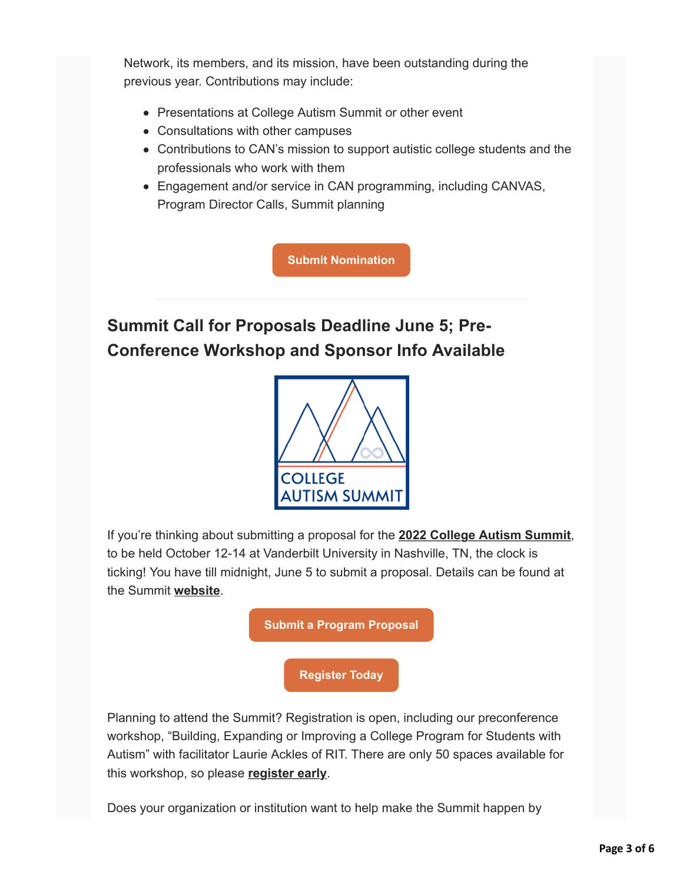Network, its members, and its mission, have been outstanding during the previous year. Contributions may include:

- Presentations at College Autism Summit or other event
- Consultations with other campuses
- Contributions to CAN's mission to support autistic college students and the professionals who work with them
- Engagement and/or service in CAN programming, including CANVAS, Program Director Calls, Summit planning

**Submit Nomination**

---

## Summit Call for Proposals Deadline June 5; Pre-Conference Workshop and Sponsor Info Available

COLLEGE AUTISM SUMMIT

If you're thinking about submitting a proposal for the **2022 College Autism Summit**, to be held October 12-14 at Vanderbilt University in Nashville, TN, the clock is ticking! You have till midnight, June 5 to submit a proposal. Details can be found at the Summit **website**.

**Submit a Program Proposal**

**Register Today**

Planning to attend the Summit? Registration is open, including our preconference workshop, "Building, Expanding or Improving a College Program for Students with Autism" with facilitator Laurie Ackles of RIT. There are only 50 spaces available for this workshop, so please **register early**.

Does your organization or institution want to help make the Summit happen by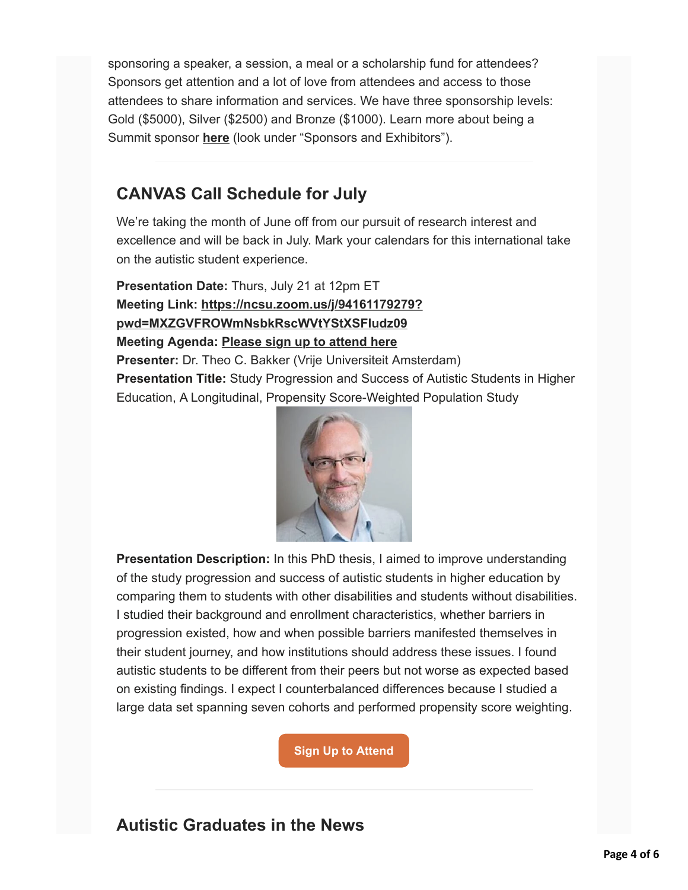sponsoring a speaker, a session, a meal or a scholarship fund for attendees? Sponsors get attention and a lot of love from attendees and access to those attendees to share information and services. We have three sponsorship levels: Gold ($5000), Silver ($2500) and Bronze ($1000). Learn more about being a Summit sponsor **here** (look under "Sponsors and Exhibitors").

## CANVAS Call Schedule for July

We're taking the month of June off from our pursuit of research interest and excellence and will be back in July. Mark your calendars for this international take on the autistic student experience.

**Presentation Date:** Thurs, July 21 at 12pm ET
**Meeting Link:** **https://ncsu.zoom.us/j/94161179279?pwd=MXZGVFROWmNsbkRscWVtYStXSFludz09**
**Meeting Agenda:** **Please sign up to attend here**
**Presenter:** Dr. Theo C. Bakker (Vrije Universiteit Amsterdam)
**Presentation Title:** Study Progression and Success of Autistic Students in Higher Education, A Longitudinal, Propensity Score-Weighted Population Study

**Presentation Description:** In this PhD thesis, I aimed to improve understanding of the study progression and success of autistic students in higher education by comparing them to students with other disabilities and students without disabilities. I studied their background and enrollment characteristics, whether barriers in progression existed, how and when possible barriers manifested themselves in their student journey, and how institutions should address these issues. I found autistic students to be different from their peers but not worse as expected based on existing findings. I expect I counterbalanced differences because I studied a large data set spanning seven cohorts and performed propensity score weighting.

**Sign Up to Attend**

## Autistic Graduates in the News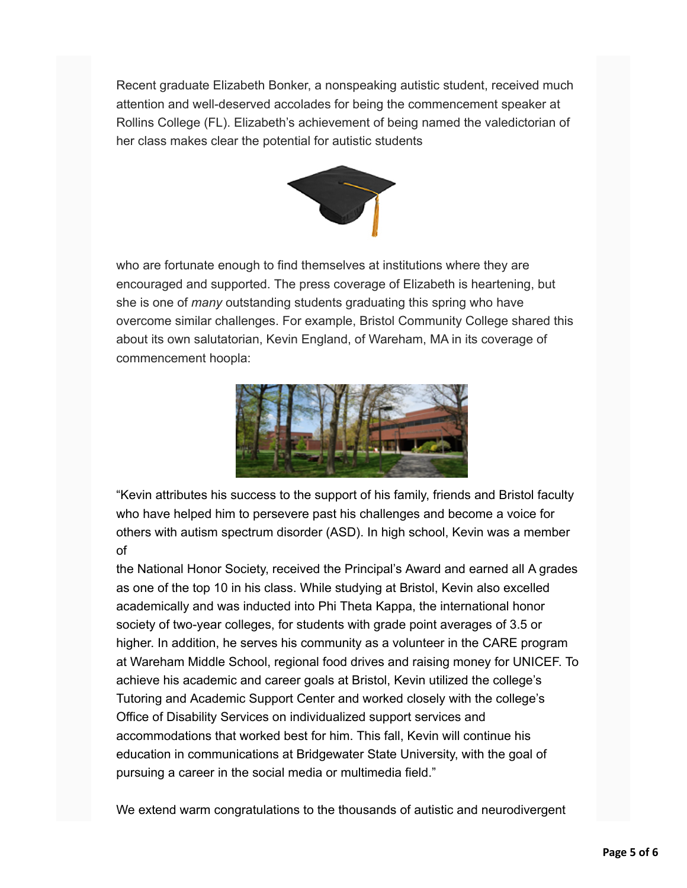Recent graduate Elizabeth Bonker, a nonspeaking autistic student, received much attention and well-deserved accolades for being the commencement speaker at Rollins College (FL). Elizabeth's achievement of being named the valedictorian of her class makes clear the potential for autistic students who are fortunate enough to find themselves at institutions where they are encouraged and supported. The press coverage of Elizabeth is heartening, but she is one of *many* outstanding students graduating this spring who have overcome similar challenges. For example, Bristol Community College shared this about its own salutatorian, Kevin England, of Wareham, MA in its coverage of commencement hoopla:

"Kevin attributes his success to the support of his family, friends and Bristol faculty who have helped him to persevere past his challenges and become a voice for others with autism spectrum disorder (ASD). In high school, Kevin was a member of the National Honor Society, received the Principal's Award and earned all A grades as one of the top 10 in his class. While studying at Bristol, Kevin also excelled academically and was inducted into Phi Theta Kappa, the international honor society of two-year colleges, for students with grade point averages of 3.5 or higher. In addition, he serves his community as a volunteer in the CARE program at Wareham Middle School, regional food drives and raising money for UNICEF. To achieve his academic and career goals at Bristol, Kevin utilized the college's Tutoring and Academic Support Center and worked closely with the college's Office of Disability Services on individualized support services and accommodations that worked best for him. This fall, Kevin will continue his education in communications at Bridgewater State University, with the goal of pursuing a career in the social media or multimedia field."

We extend warm congratulations to the thousands of autistic and neurodivergent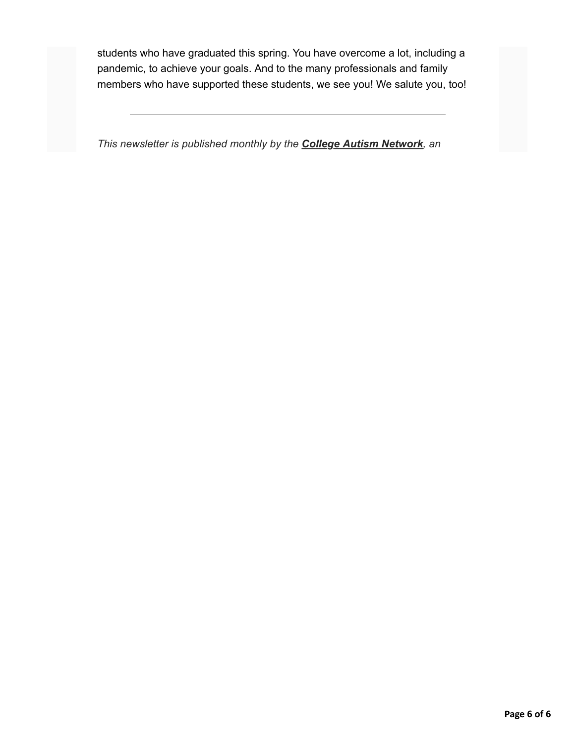students who have graduated this spring. You have overcome a lot, including a pandemic, to achieve your goals. And to the many professionals and family members who have supported these students, we see you! We salute you, too!

---

*This newsletter is published monthly by the* ***College Autism Network****, an*